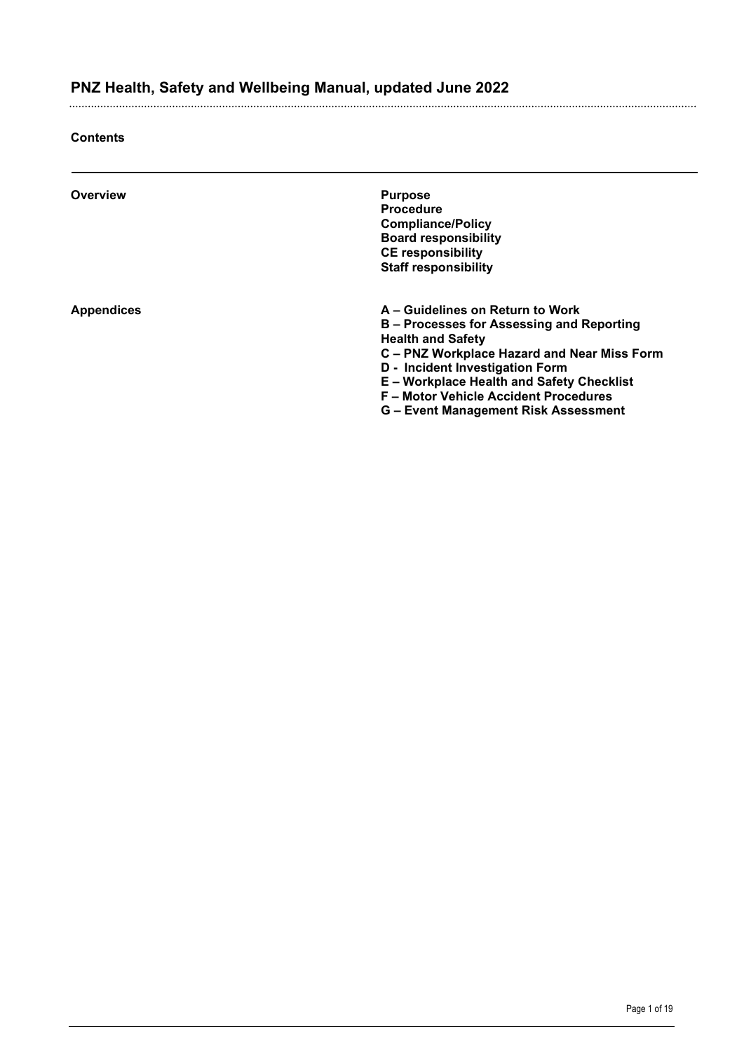# PNZ Health, Safety and Wellbeing Manual, updated June 2022

**Contents**

| | |
|---|---|
| **Overview** | **Purpose**<br>**Procedure**<br>**Compliance/Policy**<br>**Board responsibility**<br>**CE responsibility**<br>**Staff responsibility** |
| **Appendices** | **A – Guidelines on Return to Work**<br>**B – Processes for Assessing and Reporting Health and Safety**<br>**C – PNZ Workplace Hazard and Near Miss Form**<br>**D - Incident Investigation Form**<br>**E – Workplace Health and Safety Checklist**<br>**F – Motor Vehicle Accident Procedures**<br>**G – Event Management Risk Assessment** |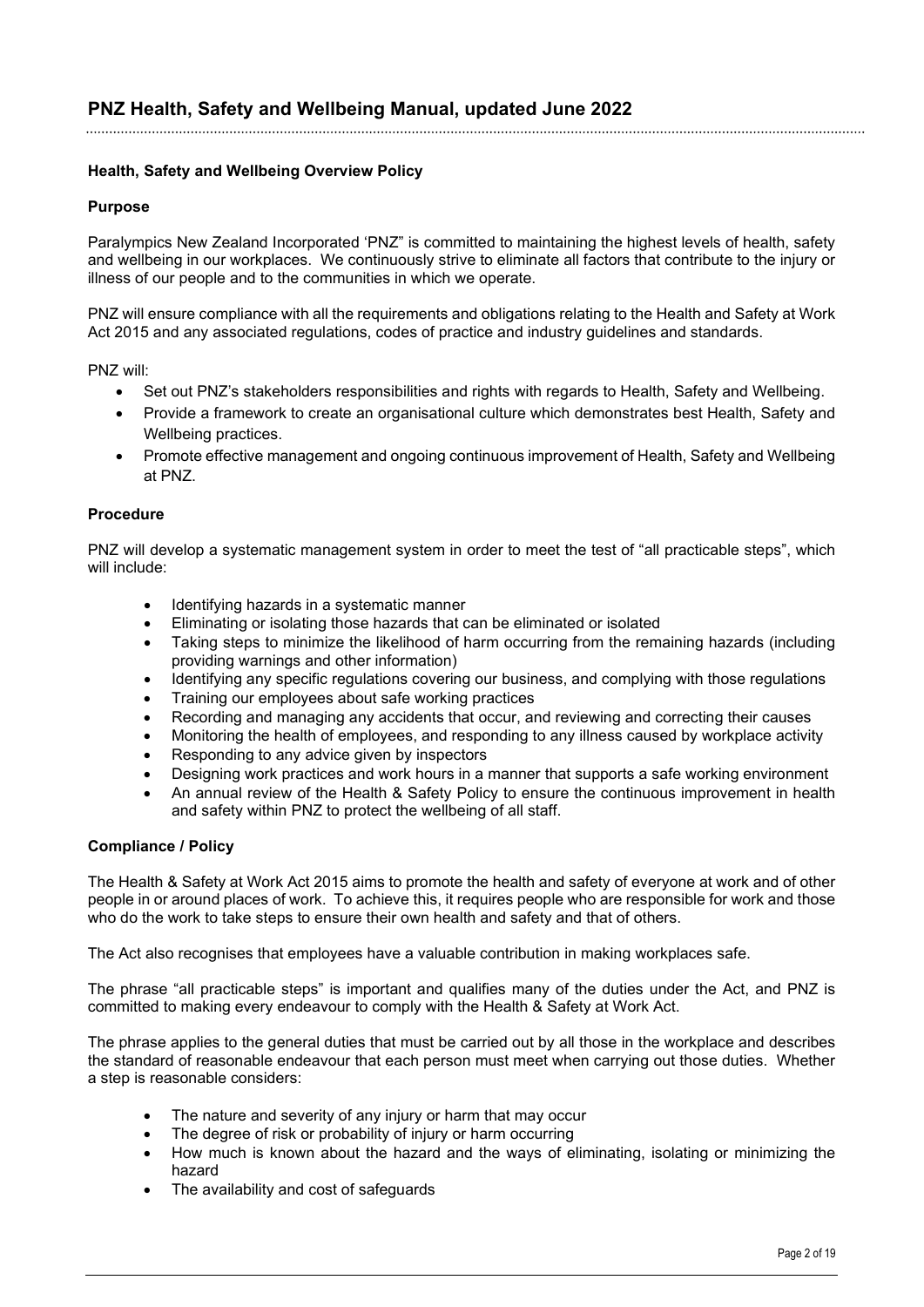# PNZ Health, Safety and Wellbeing Manual, updated June 2022

## Health, Safety and Wellbeing Overview Policy

### Purpose

Paralympics New Zealand Incorporated 'PNZ" is committed to maintaining the highest levels of health, safety and wellbeing in our workplaces. We continuously strive to eliminate all factors that contribute to the injury or illness of our people and to the communities in which we operate.

PNZ will ensure compliance with all the requirements and obligations relating to the Health and Safety at Work Act 2015 and any associated regulations, codes of practice and industry guidelines and standards.

PNZ will:

- Set out PNZ's stakeholders responsibilities and rights with regards to Health, Safety and Wellbeing.
- Provide a framework to create an organisational culture which demonstrates best Health, Safety and Wellbeing practices.
- Promote effective management and ongoing continuous improvement of Health, Safety and Wellbeing at PNZ.

### Procedure

PNZ will develop a systematic management system in order to meet the test of "all practicable steps", which will include:

- Identifying hazards in a systematic manner
- Eliminating or isolating those hazards that can be eliminated or isolated
- Taking steps to minimize the likelihood of harm occurring from the remaining hazards (including providing warnings and other information)
- Identifying any specific regulations covering our business, and complying with those regulations
- Training our employees about safe working practices
- Recording and managing any accidents that occur, and reviewing and correcting their causes
- Monitoring the health of employees, and responding to any illness caused by workplace activity
- Responding to any advice given by inspectors
- Designing work practices and work hours in a manner that supports a safe working environment
- An annual review of the Health & Safety Policy to ensure the continuous improvement in health and safety within PNZ to protect the wellbeing of all staff.

### Compliance / Policy

The Health & Safety at Work Act 2015 aims to promote the health and safety of everyone at work and of other people in or around places of work. To achieve this, it requires people who are responsible for work and those who do the work to take steps to ensure their own health and safety and that of others.

The Act also recognises that employees have a valuable contribution in making workplaces safe.

The phrase "all practicable steps" is important and qualifies many of the duties under the Act, and PNZ is committed to making every endeavour to comply with the Health & Safety at Work Act.

The phrase applies to the general duties that must be carried out by all those in the workplace and describes the standard of reasonable endeavour that each person must meet when carrying out those duties. Whether a step is reasonable considers:

- The nature and severity of any injury or harm that may occur
- The degree of risk or probability of injury or harm occurring
- How much is known about the hazard and the ways of eliminating, isolating or minimizing the hazard
- The availability and cost of safeguards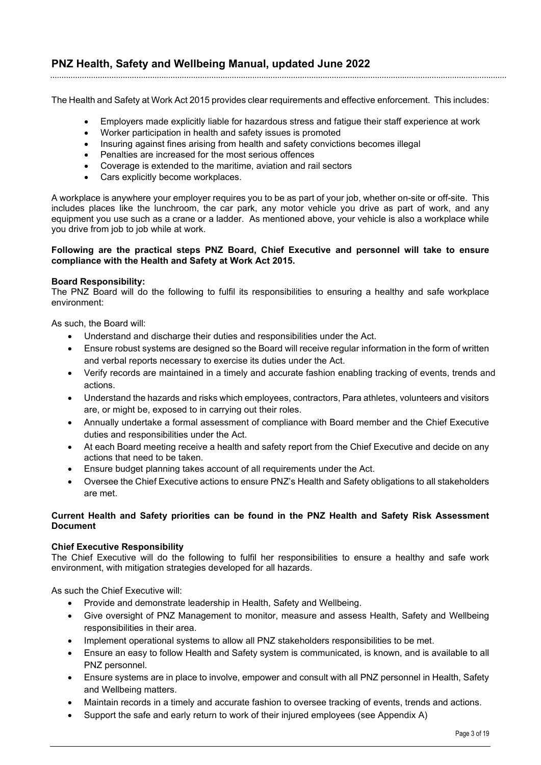The Health and Safety at Work Act 2015 provides clear requirements and effective enforcement. This includes:

- Employers made explicitly liable for hazardous stress and fatigue their staff experience at work
- Worker participation in health and safety issues is promoted
- Insuring against fines arising from health and safety convictions becomes illegal
- Penalties are increased for the most serious offences
- Coverage is extended to the maritime, aviation and rail sectors
- Cars explicitly become workplaces.

A workplace is anywhere your employer requires you to be as part of your job, whether on-site or off-site. This includes places like the lunchroom, the car park, any motor vehicle you drive as part of work, and any equipment you use such as a crane or a ladder. As mentioned above, your vehicle is also a workplace while you drive from job to job while at work.

**Following are the practical steps PNZ Board, Chief Executive and personnel will take to ensure compliance with the Health and Safety at Work Act 2015.**

**Board Responsibility:**
The PNZ Board will do the following to fulfil its responsibilities to ensuring a healthy and safe workplace environment:

As such, the Board will:

- Understand and discharge their duties and responsibilities under the Act.
- Ensure robust systems are designed so the Board will receive regular information in the form of written and verbal reports necessary to exercise its duties under the Act.
- Verify records are maintained in a timely and accurate fashion enabling tracking of events, trends and actions.
- Understand the hazards and risks which employees, contractors, Para athletes, volunteers and visitors are, or might be, exposed to in carrying out their roles.
- Annually undertake a formal assessment of compliance with Board member and the Chief Executive duties and responsibilities under the Act.
- At each Board meeting receive a health and safety report from the Chief Executive and decide on any actions that need to be taken.
- Ensure budget planning takes account of all requirements under the Act.
- Oversee the Chief Executive actions to ensure PNZ's Health and Safety obligations to all stakeholders are met.

**Current Health and Safety priorities can be found in the PNZ Health and Safety Risk Assessment Document**

**Chief Executive Responsibility**
The Chief Executive will do the following to fulfil her responsibilities to ensure a healthy and safe work environment, with mitigation strategies developed for all hazards.

As such the Chief Executive will:

- Provide and demonstrate leadership in Health, Safety and Wellbeing.
- Give oversight of PNZ Management to monitor, measure and assess Health, Safety and Wellbeing responsibilities in their area.
- Implement operational systems to allow all PNZ stakeholders responsibilities to be met.
- Ensure an easy to follow Health and Safety system is communicated, is known, and is available to all PNZ personnel.
- Ensure systems are in place to involve, empower and consult with all PNZ personnel in Health, Safety and Wellbeing matters.
- Maintain records in a timely and accurate fashion to oversee tracking of events, trends and actions.
- Support the safe and early return to work of their injured employees (see Appendix A)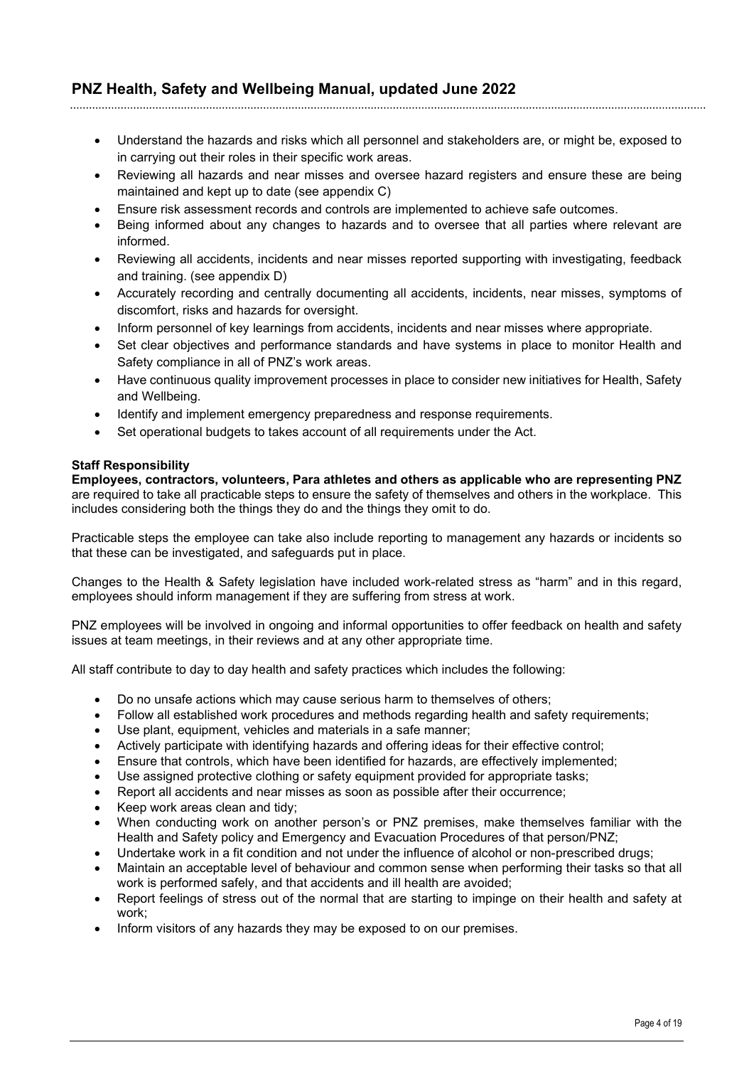- Understand the hazards and risks which all personnel and stakeholders are, or might be, exposed to in carrying out their roles in their specific work areas.
- Reviewing all hazards and near misses and oversee hazard registers and ensure these are being maintained and kept up to date (see appendix C)
- Ensure risk assessment records and controls are implemented to achieve safe outcomes.
- Being informed about any changes to hazards and to oversee that all parties where relevant are informed.
- Reviewing all accidents, incidents and near misses reported supporting with investigating, feedback and training. (see appendix D)
- Accurately recording and centrally documenting all accidents, incidents, near misses, symptoms of discomfort, risks and hazards for oversight.
- Inform personnel of key learnings from accidents, incidents and near misses where appropriate.
- Set clear objectives and performance standards and have systems in place to monitor Health and Safety compliance in all of PNZ's work areas.
- Have continuous quality improvement processes in place to consider new initiatives for Health, Safety and Wellbeing.
- Identify and implement emergency preparedness and response requirements.
- Set operational budgets to takes account of all requirements under the Act.

**Staff Responsibility**

**Employees, contractors, volunteers, Para athletes and others as applicable who are representing PNZ** are required to take all practicable steps to ensure the safety of themselves and others in the workplace. This includes considering both the things they do and the things they omit to do.

Practicable steps the employee can take also include reporting to management any hazards or incidents so that these can be investigated, and safeguards put in place.

Changes to the Health & Safety legislation have included work-related stress as "harm" and in this regard, employees should inform management if they are suffering from stress at work.

PNZ employees will be involved in ongoing and informal opportunities to offer feedback on health and safety issues at team meetings, in their reviews and at any other appropriate time.

All staff contribute to day to day health and safety practices which includes the following:

- Do no unsafe actions which may cause serious harm to themselves of others;
- Follow all established work procedures and methods regarding health and safety requirements;
- Use plant, equipment, vehicles and materials in a safe manner;
- Actively participate with identifying hazards and offering ideas for their effective control;
- Ensure that controls, which have been identified for hazards, are effectively implemented;
- Use assigned protective clothing or safety equipment provided for appropriate tasks;
- Report all accidents and near misses as soon as possible after their occurrence;
- Keep work areas clean and tidy;
- When conducting work on another person's or PNZ premises, make themselves familiar with the Health and Safety policy and Emergency and Evacuation Procedures of that person/PNZ;
- Undertake work in a fit condition and not under the influence of alcohol or non-prescribed drugs;
- Maintain an acceptable level of behaviour and common sense when performing their tasks so that all work is performed safely, and that accidents and ill health are avoided;
- Report feelings of stress out of the normal that are starting to impinge on their health and safety at work;
- Inform visitors of any hazards they may be exposed to on our premises.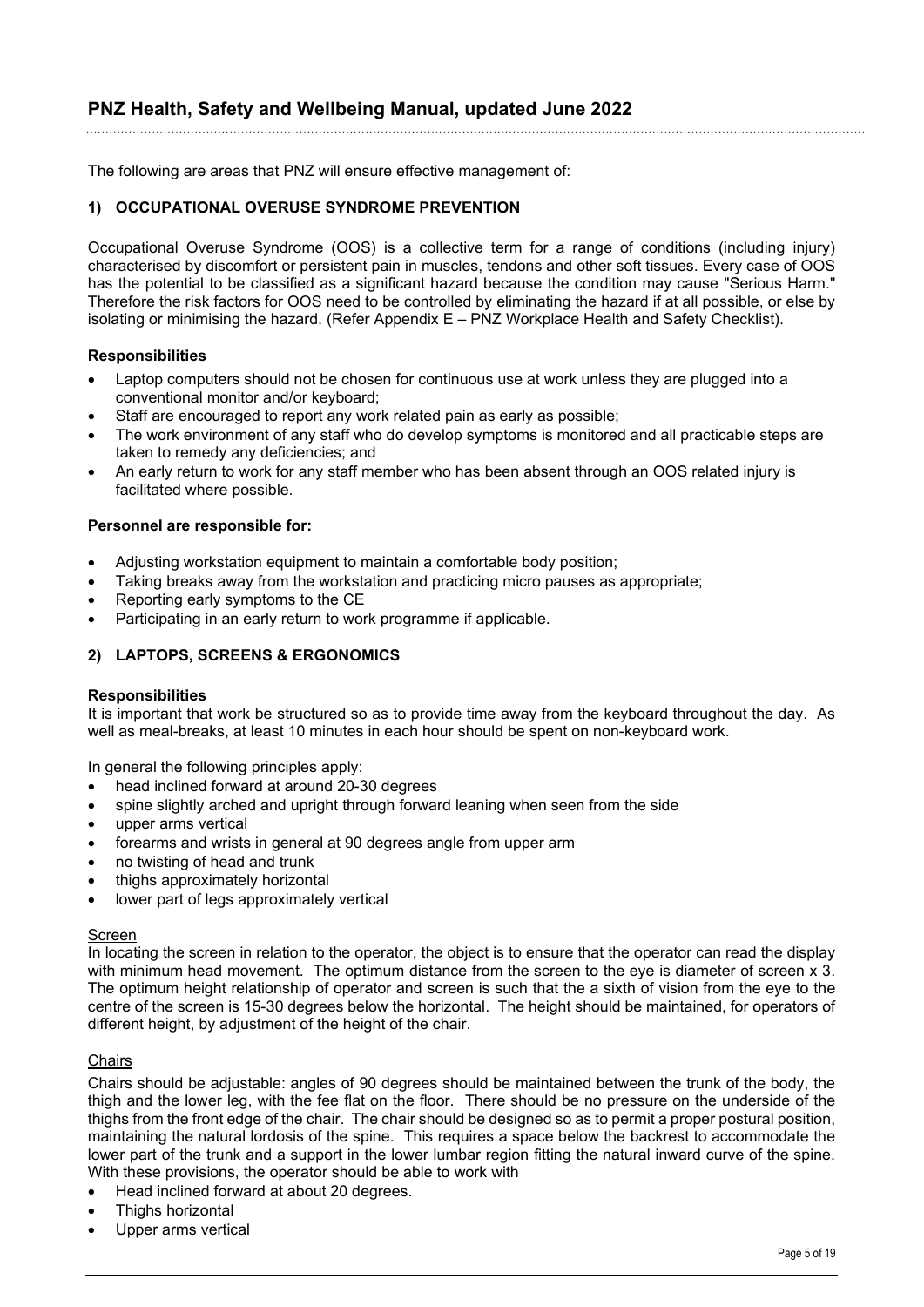The following are areas that PNZ will ensure effective management of:

### 1) OCCUPATIONAL OVERUSE SYNDROME PREVENTION

Occupational Overuse Syndrome (OOS) is a collective term for a range of conditions (including injury) characterised by discomfort or persistent pain in muscles, tendons and other soft tissues. Every case of OOS has the potential to be classified as a significant hazard because the condition may cause "Serious Harm." Therefore the risk factors for OOS need to be controlled by eliminating the hazard if at all possible, or else by isolating or minimising the hazard. (Refer Appendix E – PNZ Workplace Health and Safety Checklist).

**Responsibilities**

- Laptop computers should not be chosen for continuous use at work unless they are plugged into a conventional monitor and/or keyboard;
- Staff are encouraged to report any work related pain as early as possible;
- The work environment of any staff who do develop symptoms is monitored and all practicable steps are taken to remedy any deficiencies; and
- An early return to work for any staff member who has been absent through an OOS related injury is facilitated where possible.

**Personnel are responsible for:**

- Adjusting workstation equipment to maintain a comfortable body position;
- Taking breaks away from the workstation and practicing micro pauses as appropriate;
- Reporting early symptoms to the CE
- Participating in an early return to work programme if applicable.

### 2) LAPTOPS, SCREENS & ERGONOMICS

**Responsibilities**

It is important that work be structured so as to provide time away from the keyboard throughout the day. As well as meal-breaks, at least 10 minutes in each hour should be spent on non-keyboard work.

In general the following principles apply:

- head inclined forward at around 20-30 degrees
- spine slightly arched and upright through forward leaning when seen from the side
- upper arms vertical
- forearms and wrists in general at 90 degrees angle from upper arm
- no twisting of head and trunk
- thighs approximately horizontal
- lower part of legs approximately vertical

<u>Screen</u>

In locating the screen in relation to the operator, the object is to ensure that the operator can read the display with minimum head movement. The optimum distance from the screen to the eye is diameter of screen x 3. The optimum height relationship of operator and screen is such that the a sixth of vision from the eye to the centre of the screen is 15-30 degrees below the horizontal. The height should be maintained, for operators of different height, by adjustment of the height of the chair.

<u>Chairs</u>

Chairs should be adjustable: angles of 90 degrees should be maintained between the trunk of the body, the thigh and the lower leg, with the fee flat on the floor. There should be no pressure on the underside of the thighs from the front edge of the chair. The chair should be designed so as to permit a proper postural position, maintaining the natural lordosis of the spine. This requires a space below the backrest to accommodate the lower part of the trunk and a support in the lower lumbar region fitting the natural inward curve of the spine. With these provisions, the operator should be able to work with

- Head inclined forward at about 20 degrees.
- Thighs horizontal
- Upper arms vertical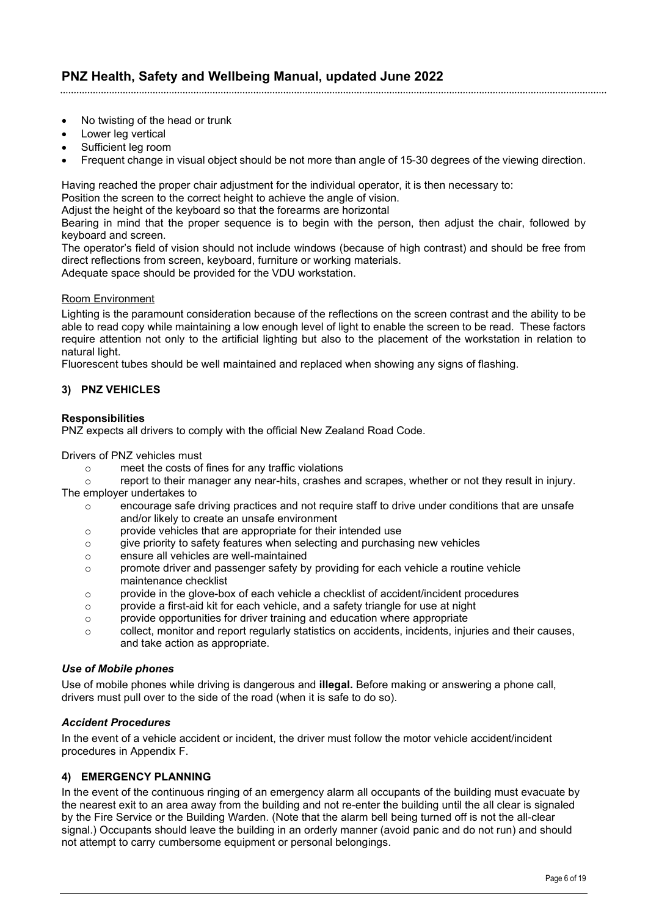- No twisting of the head or trunk
- Lower leg vertical
- Sufficient leg room
- Frequent change in visual object should be not more than angle of 15-30 degrees of the viewing direction.

Having reached the proper chair adjustment for the individual operator, it is then necessary to:
Position the screen to the correct height to achieve the angle of vision.
Adjust the height of the keyboard so that the forearms are horizontal
Bearing in mind that the proper sequence is to begin with the person, then adjust the chair, followed by keyboard and screen.
The operator's field of vision should not include windows (because of high contrast) and should be free from direct reflections from screen, keyboard, furniture or working materials.
Adequate space should be provided for the VDU workstation.

Room Environment

Lighting is the paramount consideration because of the reflections on the screen contrast and the ability to be able to read copy while maintaining a low enough level of light to enable the screen to be read. These factors require attention not only to the artificial lighting but also to the placement of the workstation in relation to natural light.
Fluorescent tubes should be well maintained and replaced when showing any signs of flashing.

### 3) PNZ VEHICLES

**Responsibilities**
PNZ expects all drivers to comply with the official New Zealand Road Code.

Drivers of PNZ vehicles must
- meet the costs of fines for any traffic violations
- report to their manager any near-hits, crashes and scrapes, whether or not they result in injury.

The employer undertakes to
- encourage safe driving practices and not require staff to drive under conditions that are unsafe and/or likely to create an unsafe environment
- provide vehicles that are appropriate for their intended use
- give priority to safety features when selecting and purchasing new vehicles
- ensure all vehicles are well-maintained
- promote driver and passenger safety by providing for each vehicle a routine vehicle maintenance checklist
- provide in the glove-box of each vehicle a checklist of accident/incident procedures
- provide a first-aid kit for each vehicle, and a safety triangle for use at night
- provide opportunities for driver training and education where appropriate
- collect, monitor and report regularly statistics on accidents, incidents, injuries and their causes, and take action as appropriate.

***Use of Mobile phones***

Use of mobile phones while driving is dangerous and **illegal.** Before making or answering a phone call, drivers must pull over to the side of the road (when it is safe to do so).

***Accident Procedures***

In the event of a vehicle accident or incident, the driver must follow the motor vehicle accident/incident procedures in Appendix F.

### 4) EMERGENCY PLANNING

In the event of the continuous ringing of an emergency alarm all occupants of the building must evacuate by the nearest exit to an area away from the building and not re-enter the building until the all clear is signaled by the Fire Service or the Building Warden. (Note that the alarm bell being turned off is not the all-clear signal.) Occupants should leave the building in an orderly manner (avoid panic and do not run) and should not attempt to carry cumbersome equipment or personal belongings.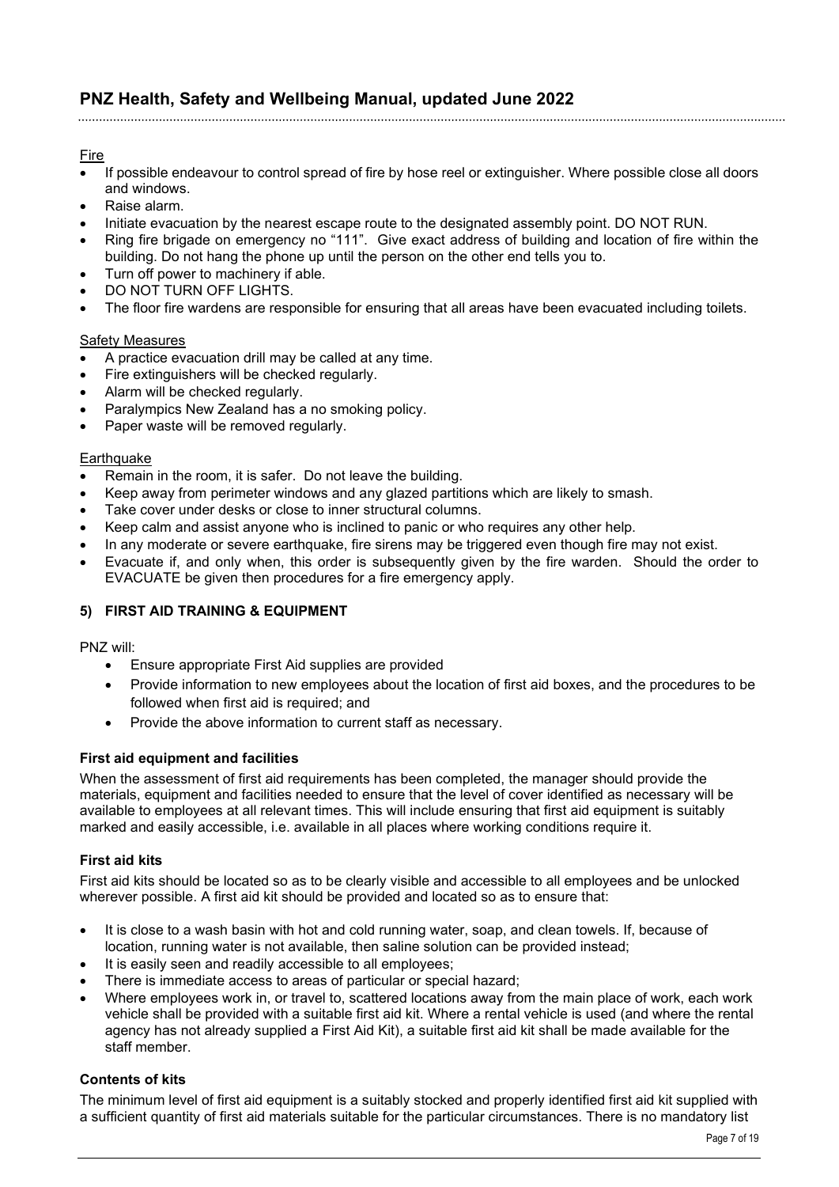Fire

- If possible endeavour to control spread of fire by hose reel or extinguisher. Where possible close all doors and windows.
- Raise alarm.
- Initiate evacuation by the nearest escape route to the designated assembly point. DO NOT RUN.
- Ring fire brigade on emergency no "111". Give exact address of building and location of fire within the building. Do not hang the phone up until the person on the other end tells you to.
- Turn off power to machinery if able.
- DO NOT TURN OFF LIGHTS.
- The floor fire wardens are responsible for ensuring that all areas have been evacuated including toilets.

Safety Measures

- A practice evacuation drill may be called at any time.
- Fire extinguishers will be checked regularly.
- Alarm will be checked regularly.
- Paralympics New Zealand has a no smoking policy.
- Paper waste will be removed regularly.

Earthquake

- Remain in the room, it is safer. Do not leave the building.
- Keep away from perimeter windows and any glazed partitions which are likely to smash.
- Take cover under desks or close to inner structural columns.
- Keep calm and assist anyone who is inclined to panic or who requires any other help.
- In any moderate or severe earthquake, fire sirens may be triggered even though fire may not exist.
- Evacuate if, and only when, this order is subsequently given by the fire warden. Should the order to EVACUATE be given then procedures for a fire emergency apply.

## 5) FIRST AID TRAINING & EQUIPMENT

PNZ will:

- Ensure appropriate First Aid supplies are provided
- Provide information to new employees about the location of first aid boxes, and the procedures to be followed when first aid is required; and
- Provide the above information to current staff as necessary.

### First aid equipment and facilities

When the assessment of first aid requirements has been completed, the manager should provide the materials, equipment and facilities needed to ensure that the level of cover identified as necessary will be available to employees at all relevant times. This will include ensuring that first aid equipment is suitably marked and easily accessible, i.e. available in all places where working conditions require it.

### First aid kits

First aid kits should be located so as to be clearly visible and accessible to all employees and be unlocked wherever possible. A first aid kit should be provided and located so as to ensure that:

- It is close to a wash basin with hot and cold running water, soap, and clean towels. If, because of location, running water is not available, then saline solution can be provided instead;
- It is easily seen and readily accessible to all employees;
- There is immediate access to areas of particular or special hazard;
- Where employees work in, or travel to, scattered locations away from the main place of work, each work vehicle shall be provided with a suitable first aid kit. Where a rental vehicle is used (and where the rental agency has not already supplied a First Aid Kit), a suitable first aid kit shall be made available for the staff member.

### Contents of kits

The minimum level of first aid equipment is a suitably stocked and properly identified first aid kit supplied with a sufficient quantity of first aid materials suitable for the particular circumstances. There is no mandatory list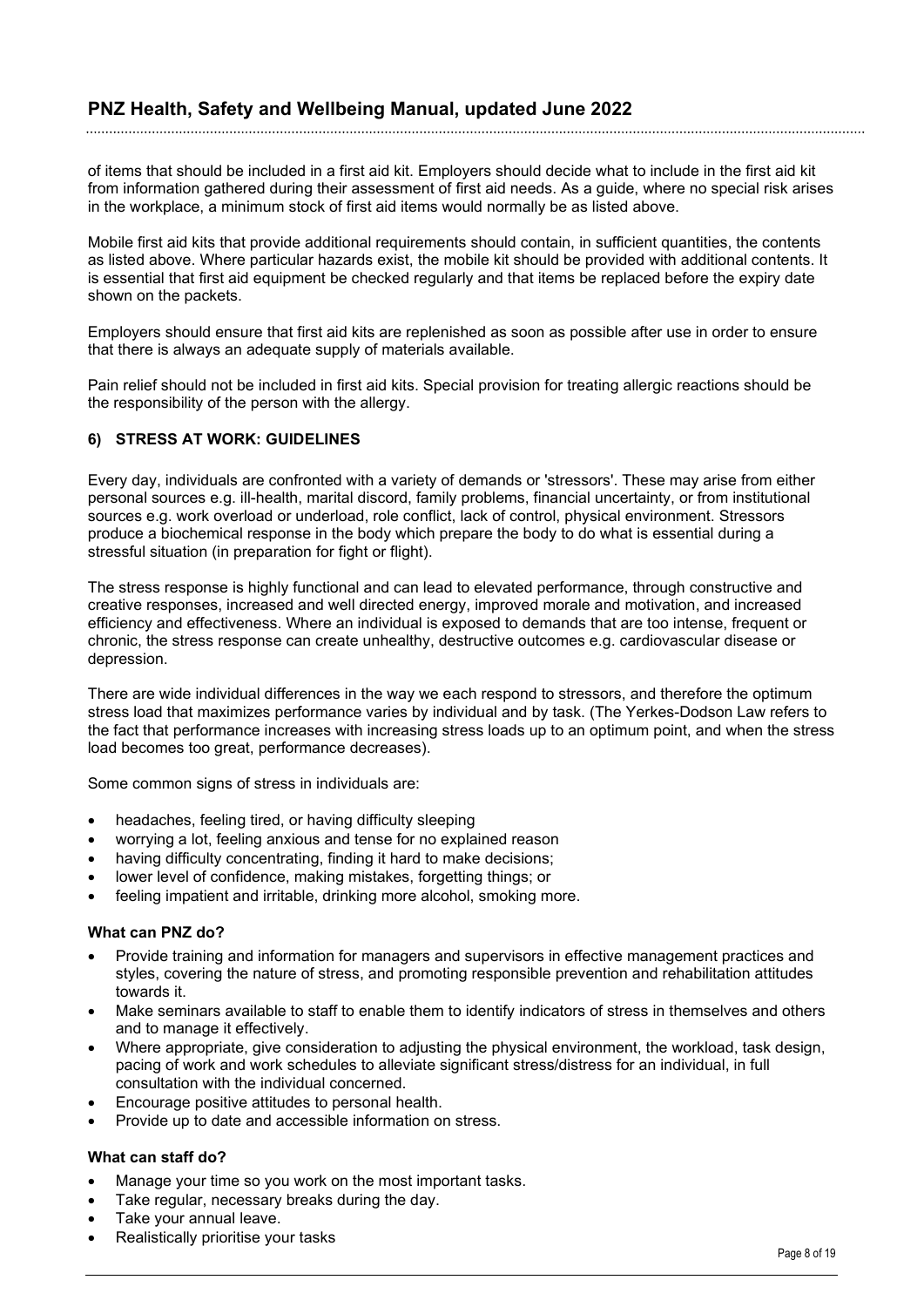of items that should be included in a first aid kit. Employers should decide what to include in the first aid kit from information gathered during their assessment of first aid needs. As a guide, where no special risk arises in the workplace, a minimum stock of first aid items would normally be as listed above.

Mobile first aid kits that provide additional requirements should contain, in sufficient quantities, the contents as listed above. Where particular hazards exist, the mobile kit should be provided with additional contents. It is essential that first aid equipment be checked regularly and that items be replaced before the expiry date shown on the packets.

Employers should ensure that first aid kits are replenished as soon as possible after use in order to ensure that there is always an adequate supply of materials available.

Pain relief should not be included in first aid kits. Special provision for treating allergic reactions should be the responsibility of the person with the allergy.

### 6) STRESS AT WORK: GUIDELINES

Every day, individuals are confronted with a variety of demands or 'stressors'. These may arise from either personal sources e.g. ill-health, marital discord, family problems, financial uncertainty, or from institutional sources e.g. work overload or underload, role conflict, lack of control, physical environment. Stressors produce a biochemical response in the body which prepare the body to do what is essential during a stressful situation (in preparation for fight or flight).

The stress response is highly functional and can lead to elevated performance, through constructive and creative responses, increased and well directed energy, improved morale and motivation, and increased efficiency and effectiveness. Where an individual is exposed to demands that are too intense, frequent or chronic, the stress response can create unhealthy, destructive outcomes e.g. cardiovascular disease or depression.

There are wide individual differences in the way we each respond to stressors, and therefore the optimum stress load that maximizes performance varies by individual and by task. (The Yerkes-Dodson Law refers to the fact that performance increases with increasing stress loads up to an optimum point, and when the stress load becomes too great, performance decreases).

Some common signs of stress in individuals are:

- headaches, feeling tired, or having difficulty sleeping
- worrying a lot, feeling anxious and tense for no explained reason
- having difficulty concentrating, finding it hard to make decisions;
- lower level of confidence, making mistakes, forgetting things; or
- feeling impatient and irritable, drinking more alcohol, smoking more.

**What can PNZ do?**

- Provide training and information for managers and supervisors in effective management practices and styles, covering the nature of stress, and promoting responsible prevention and rehabilitation attitudes towards it.
- Make seminars available to staff to enable them to identify indicators of stress in themselves and others and to manage it effectively.
- Where appropriate, give consideration to adjusting the physical environment, the workload, task design, pacing of work and work schedules to alleviate significant stress/distress for an individual, in full consultation with the individual concerned.
- Encourage positive attitudes to personal health.
- Provide up to date and accessible information on stress.

**What can staff do?**

- Manage your time so you work on the most important tasks.
- Take regular, necessary breaks during the day.
- Take your annual leave.
- Realistically prioritise your tasks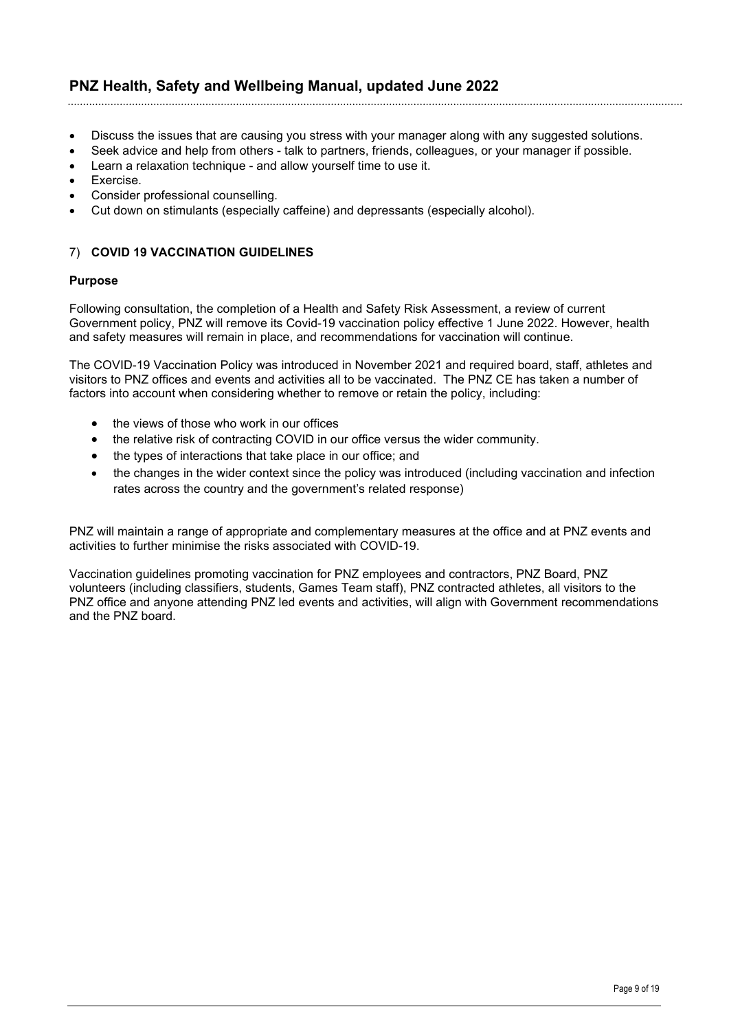- Discuss the issues that are causing you stress with your manager along with any suggested solutions.
- Seek advice and help from others - talk to partners, friends, colleagues, or your manager if possible.
- Learn a relaxation technique - and allow yourself time to use it.
- Exercise.
- Consider professional counselling.
- Cut down on stimulants (especially caffeine) and depressants (especially alcohol).

## 7) COVID 19 VACCINATION GUIDELINES

### Purpose

Following consultation, the completion of a Health and Safety Risk Assessment, a review of current Government policy, PNZ will remove its Covid-19 vaccination policy effective 1 June 2022. However, health and safety measures will remain in place, and recommendations for vaccination will continue.

The COVID-19 Vaccination Policy was introduced in November 2021 and required board, staff, athletes and visitors to PNZ offices and events and activities all to be vaccinated. The PNZ CE has taken a number of factors into account when considering whether to remove or retain the policy, including:

- the views of those who work in our offices
- the relative risk of contracting COVID in our office versus the wider community.
- the types of interactions that take place in our office; and
- the changes in the wider context since the policy was introduced (including vaccination and infection rates across the country and the government's related response)

PNZ will maintain a range of appropriate and complementary measures at the office and at PNZ events and activities to further minimise the risks associated with COVID-19.

Vaccination guidelines promoting vaccination for PNZ employees and contractors, PNZ Board, PNZ volunteers (including classifiers, students, Games Team staff), PNZ contracted athletes, all visitors to the PNZ office and anyone attending PNZ led events and activities, will align with Government recommendations and the PNZ board.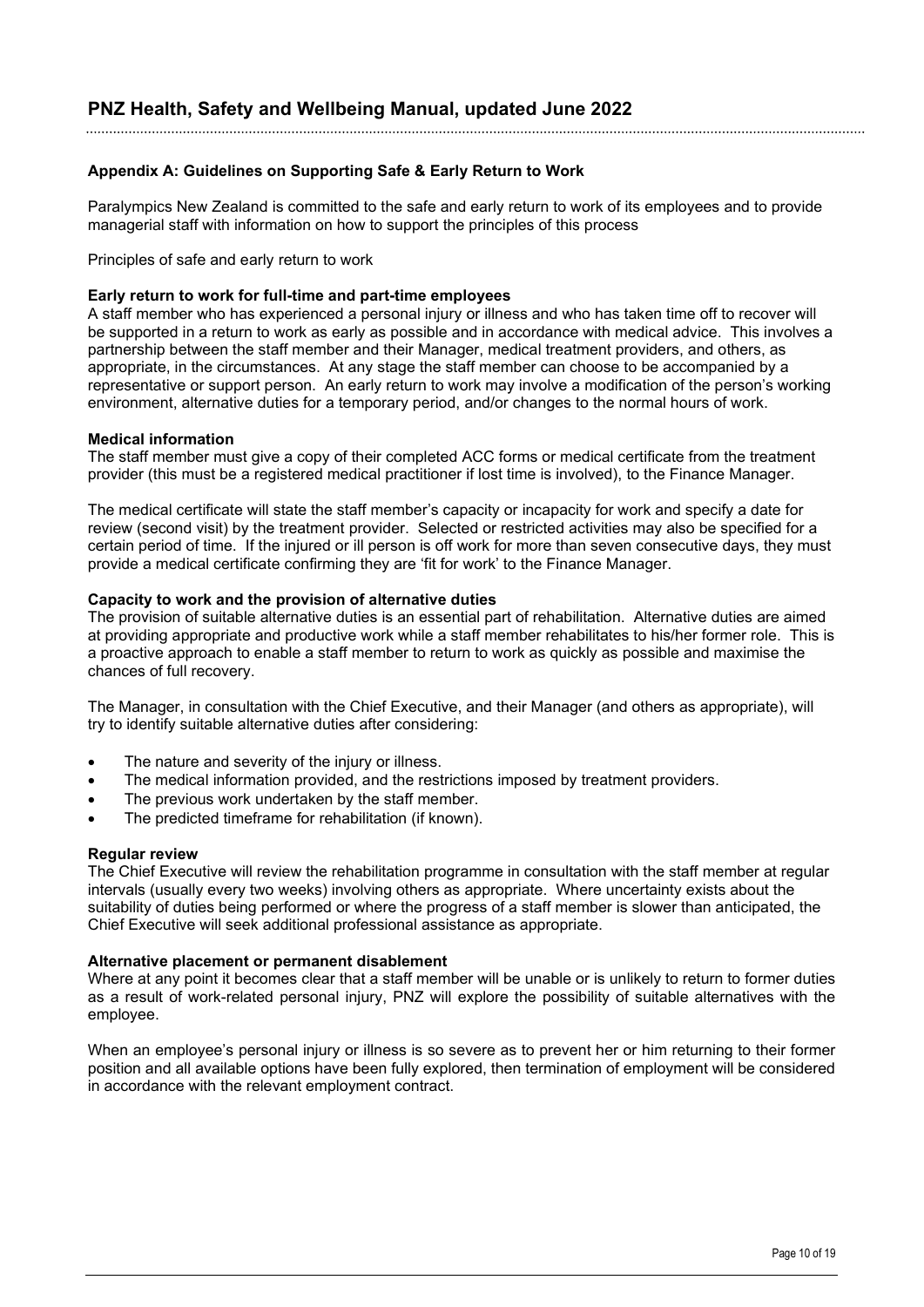## Appendix A: Guidelines on Supporting Safe & Early Return to Work

Paralympics New Zealand is committed to the safe and early return to work of its employees and to provide managerial staff with information on how to support the principles of this process

Principles of safe and early return to work

### Early return to work for full-time and part-time employees

A staff member who has experienced a personal injury or illness and who has taken time off to recover will be supported in a return to work as early as possible and in accordance with medical advice. This involves a partnership between the staff member and their Manager, medical treatment providers, and others, as appropriate, in the circumstances. At any stage the staff member can choose to be accompanied by a representative or support person. An early return to work may involve a modification of the person's working environment, alternative duties for a temporary period, and/or changes to the normal hours of work.

### Medical information

The staff member must give a copy of their completed ACC forms or medical certificate from the treatment provider (this must be a registered medical practitioner if lost time is involved), to the Finance Manager.

The medical certificate will state the staff member's capacity or incapacity for work and specify a date for review (second visit) by the treatment provider. Selected or restricted activities may also be specified for a certain period of time. If the injured or ill person is off work for more than seven consecutive days, they must provide a medical certificate confirming they are 'fit for work' to the Finance Manager.

### Capacity to work and the provision of alternative duties

The provision of suitable alternative duties is an essential part of rehabilitation. Alternative duties are aimed at providing appropriate and productive work while a staff member rehabilitates to his/her former role. This is a proactive approach to enable a staff member to return to work as quickly as possible and maximise the chances of full recovery.

The Manager, in consultation with the Chief Executive, and their Manager (and others as appropriate), will try to identify suitable alternative duties after considering:

- The nature and severity of the injury or illness.
- The medical information provided, and the restrictions imposed by treatment providers.
- The previous work undertaken by the staff member.
- The predicted timeframe for rehabilitation (if known).

### Regular review

The Chief Executive will review the rehabilitation programme in consultation with the staff member at regular intervals (usually every two weeks) involving others as appropriate. Where uncertainty exists about the suitability of duties being performed or where the progress of a staff member is slower than anticipated, the Chief Executive will seek additional professional assistance as appropriate.

### Alternative placement or permanent disablement

Where at any point it becomes clear that a staff member will be unable or is unlikely to return to former duties as a result of work-related personal injury, PNZ will explore the possibility of suitable alternatives with the employee.

When an employee's personal injury or illness is so severe as to prevent her or him returning to their former position and all available options have been fully explored, then termination of employment will be considered in accordance with the relevant employment contract.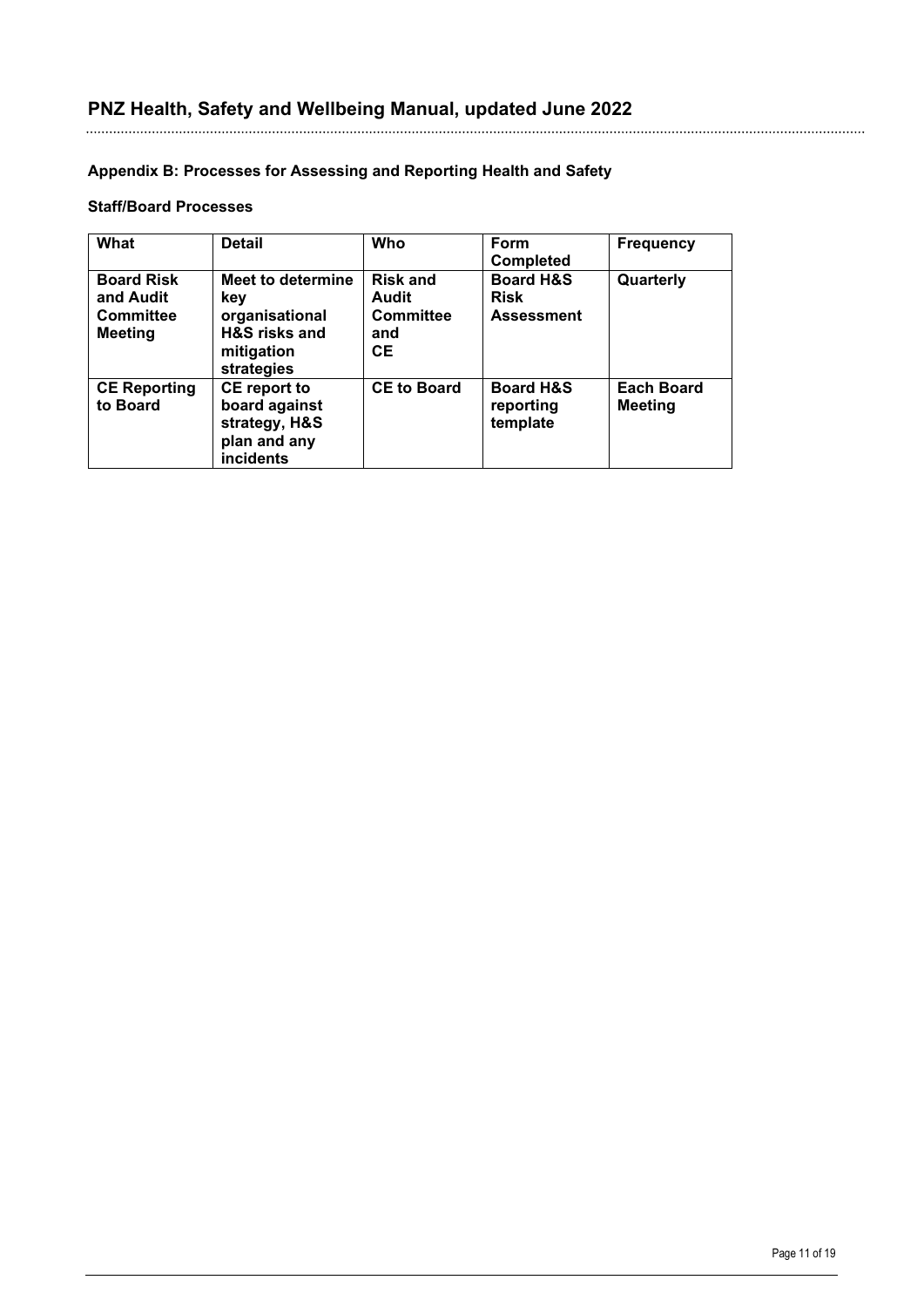## Appendix B: Processes for Assessing and Reporting Health and Safety

### Staff/Board Processes

| What | Detail | Who | Form Completed | Frequency |
|---|---|---|---|---|
| **Board Risk and Audit Committee Meeting** | **Meet to determine key organisational H&S risks and mitigation strategies** | **Risk and Audit Committee and CE** | **Board H&S Risk Assessment** | **Quarterly** |
| **CE Reporting to Board** | **CE report to board against strategy, H&S plan and any incidents** | **CE to Board** | **Board H&S reporting template** | **Each Board Meeting** |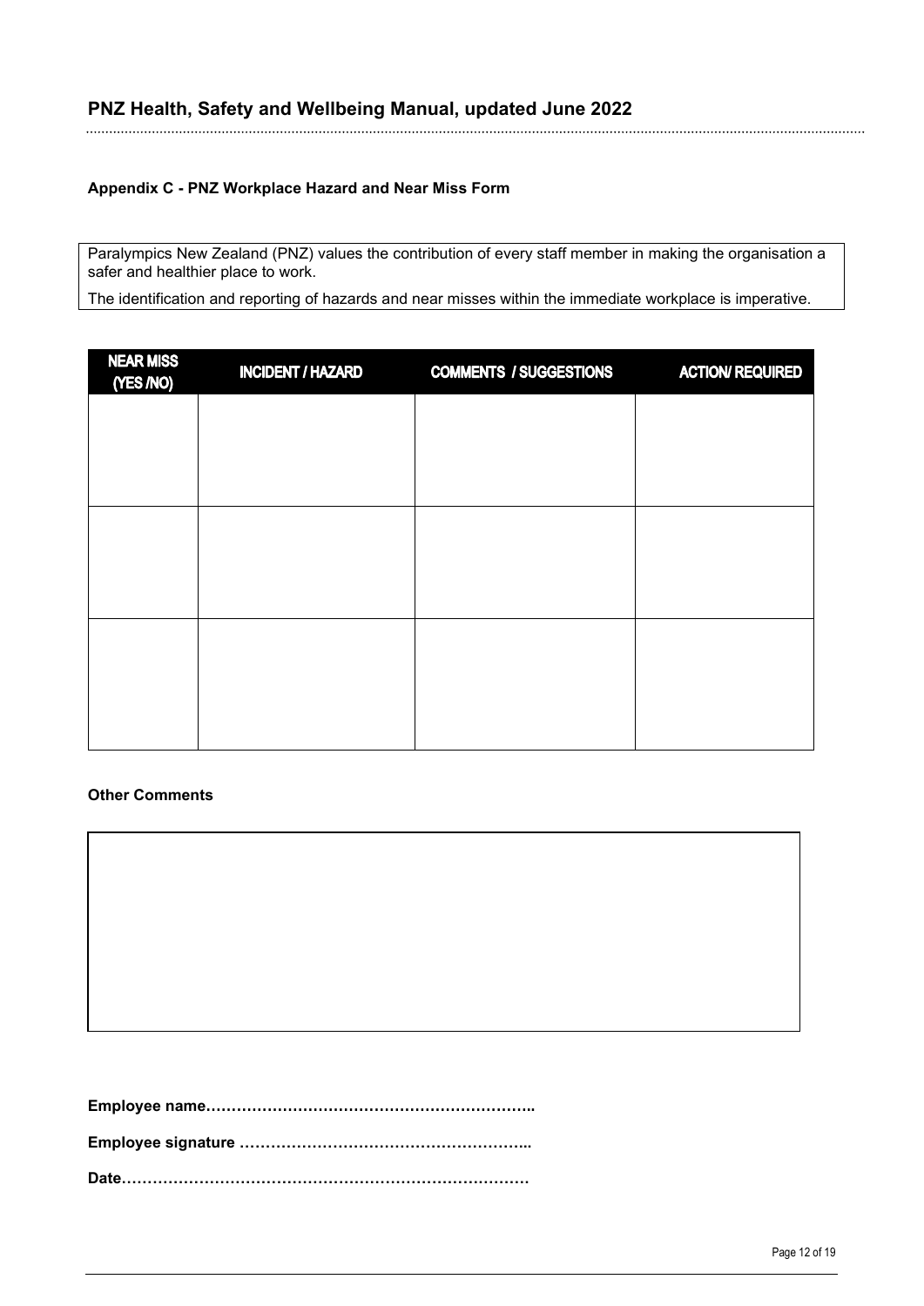### Appendix C - PNZ Workplace Hazard and Near Miss Form

Paralympics New Zealand (PNZ) values the contribution of every staff member in making the organisation a safer and healthier place to work.

The identification and reporting of hazards and near misses within the immediate workplace is imperative.

| NEAR MISS (YES /NO) | INCIDENT / HAZARD | COMMENTS / SUGGESTIONS | ACTION/ REQUIRED |
|---|---|---|---|
| | | | |
| | | | |
| | | | |

**Other Comments**

| |
|---|
| |

**Employee name……………………………………………………..**

**Employee signature ………………………………………………..**

**Date……………………………………………………………………**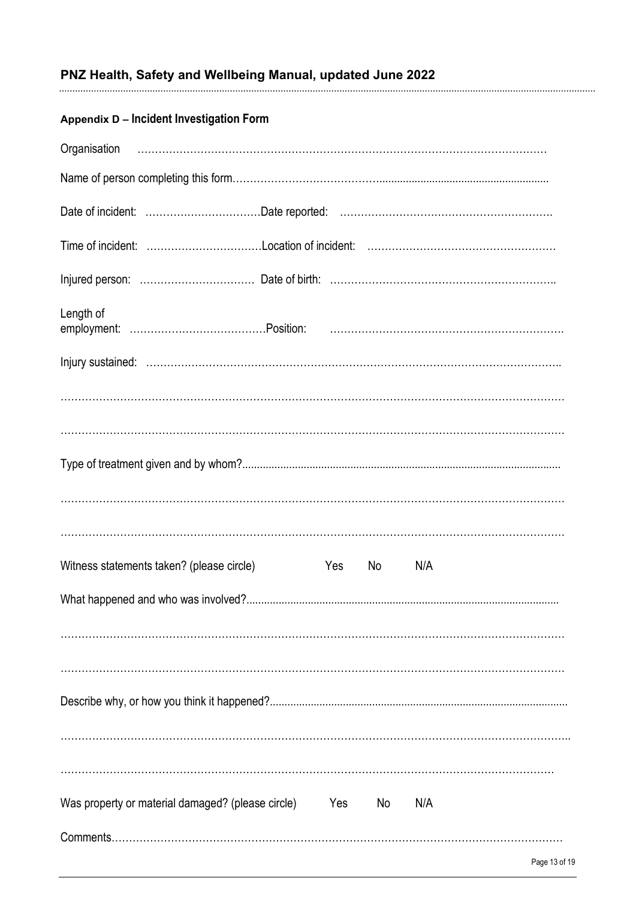## Appendix D – Incident Investigation Form

Organisation ……………………………………………………………………………………………………

Name of person completing this form…………………………………………………………………………

Date of incident: ……………………………Date reported: ……………………………………………………

Time of incident: ……………………………Location of incident: ……………………………………………

Injured person: …………………………… Date of birth: ………………………………………………………

Length of employment: …………………………………Position: …………………………………………………………

Injury sustained: ………………………………………………………………………………………………

…………………………………………………………………………………………………………………

…………………………………………………………………………………………………………………

Type of treatment given and by whom?……………………………………………………………………

…………………………………………………………………………………………………………………

…………………………………………………………………………………………………………………

Witness statements taken? (please circle) Yes No N/A

What happened and who was involved?……………………………………………………………………

…………………………………………………………………………………………………………………

…………………………………………………………………………………………………………………

Describe why, or how you think it happened?……………………………………………………………

…………………………………………………………………………………………………………………

…………………………………………………………………………………………………………………

Was property or material damaged? (please circle) Yes No N/A

Comments…………………………………………………………………………………………………………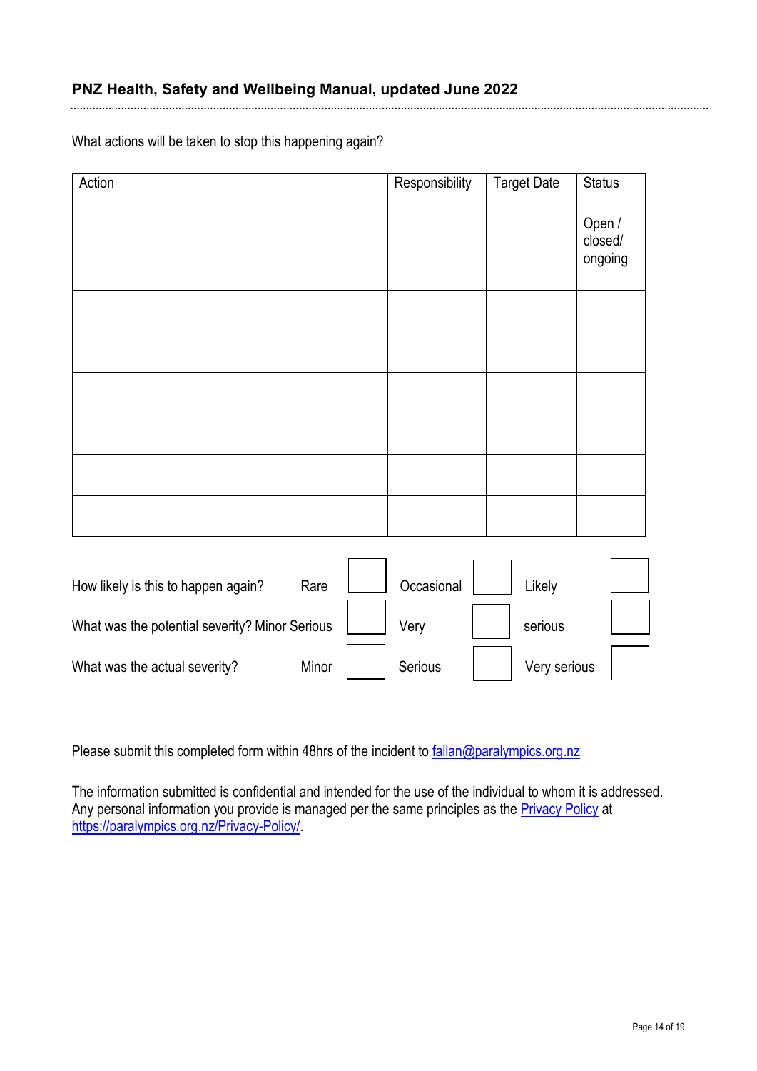What actions will be taken to stop this happening again?

| Action | Responsibility | Target Date | Status<br><br>Open / closed/ ongoing |
|---|---|---|---|
| | | | |
| | | | |
| | | | |
| | | | |
| | | | |
| | | | |

| | | | | | | |
|---|---|---|---|---|---|---|
| How likely is this to happen again? | Rare | ☐ | Occasional | ☐ | Likely | ☐ |
| What was the potential severity? | Minor | ☐ | Serious | ☐ | Very serious | ☐ |
| What was the actual severity? | Minor | ☐ | Serious | ☐ | Very serious | ☐ |

Please submit this completed form within 48hrs of the incident to fallan@paralympics.org.nz

The information submitted is confidential and intended for the use of the individual to whom it is addressed. Any personal information you provide is managed per the same principles as the [Privacy Policy](https://paralympics.org.nz/Privacy-Policy/) at https://paralympics.org.nz/Privacy-Policy/.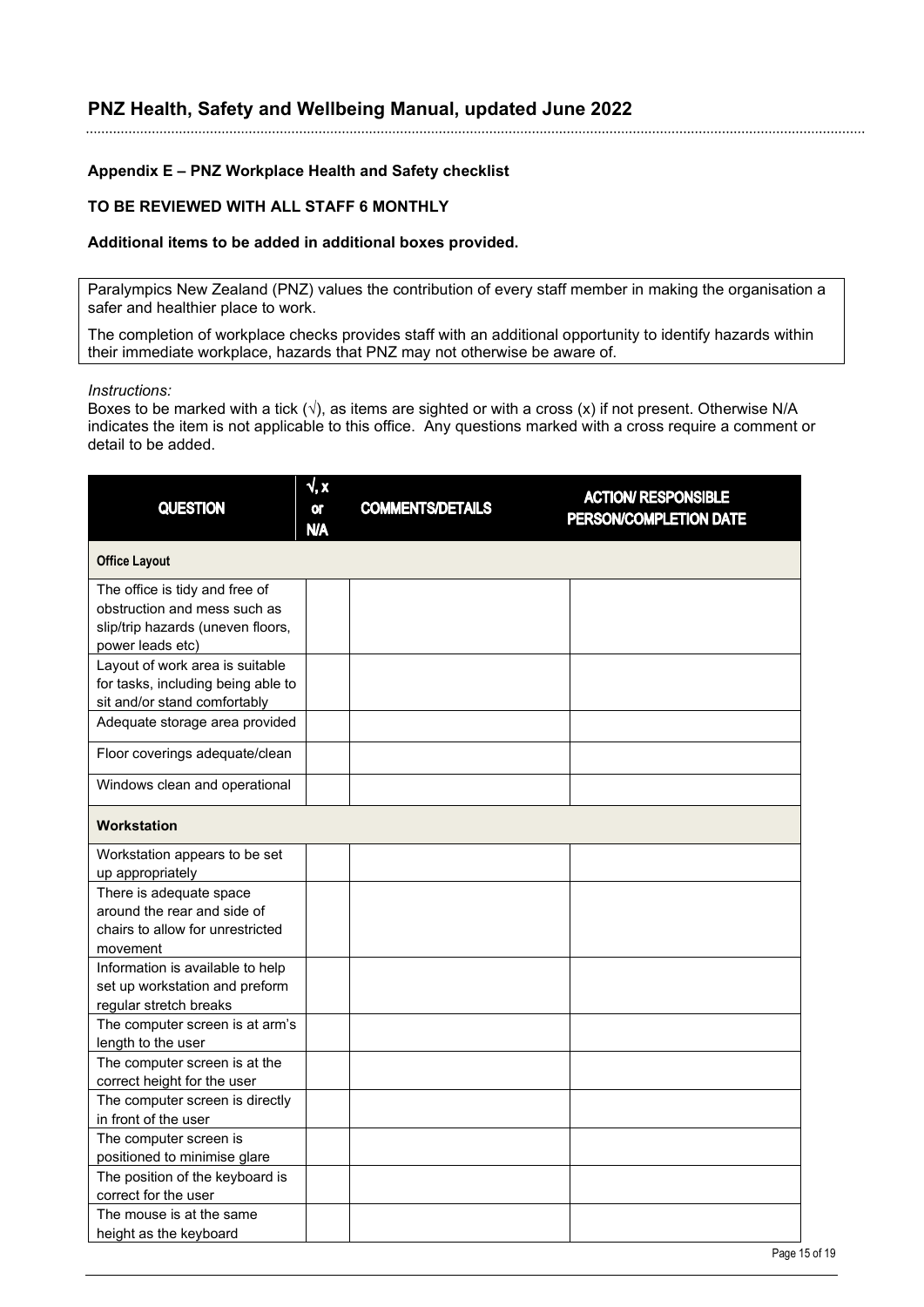## Appendix E – PNZ Workplace Health and Safety checklist

**TO BE REVIEWED WITH ALL STAFF 6 MONTHLY**

**Additional items to be added in additional boxes provided.**

Paralympics New Zealand (PNZ) values the contribution of every staff member in making the organisation a safer and healthier place to work.

The completion of workplace checks provides staff with an additional opportunity to identify hazards within their immediate workplace, hazards that PNZ may not otherwise be aware of.

*Instructions:*
Boxes to be marked with a tick (√), as items are sighted or with a cross (x) if not present. Otherwise N/A indicates the item is not applicable to this office. Any questions marked with a cross require a comment or detail to be added.

| QUESTION | √, x or N/A | COMMENTS/DETAILS | ACTION/ RESPONSIBLE PERSON/COMPLETION DATE |
|---|---|---|---|
| **Office Layout** | | | |
| The office is tidy and free of obstruction and mess such as slip/trip hazards (uneven floors, power leads etc) | | | |
| Layout of work area is suitable for tasks, including being able to sit and/or stand comfortably | | | |
| Adequate storage area provided | | | |
| Floor coverings adequate/clean | | | |
| Windows clean and operational | | | |
| **Workstation** | | | |
| Workstation appears to be set up appropriately | | | |
| There is adequate space around the rear and side of chairs to allow for unrestricted movement | | | |
| Information is available to help set up workstation and preform regular stretch breaks | | | |
| The computer screen is at arm's length to the user | | | |
| The computer screen is at the correct height for the user | | | |
| The computer screen is directly in front of the user | | | |
| The computer screen is positioned to minimise glare | | | |
| The position of the keyboard is correct for the user | | | |
| The mouse is at the same height as the keyboard | | | |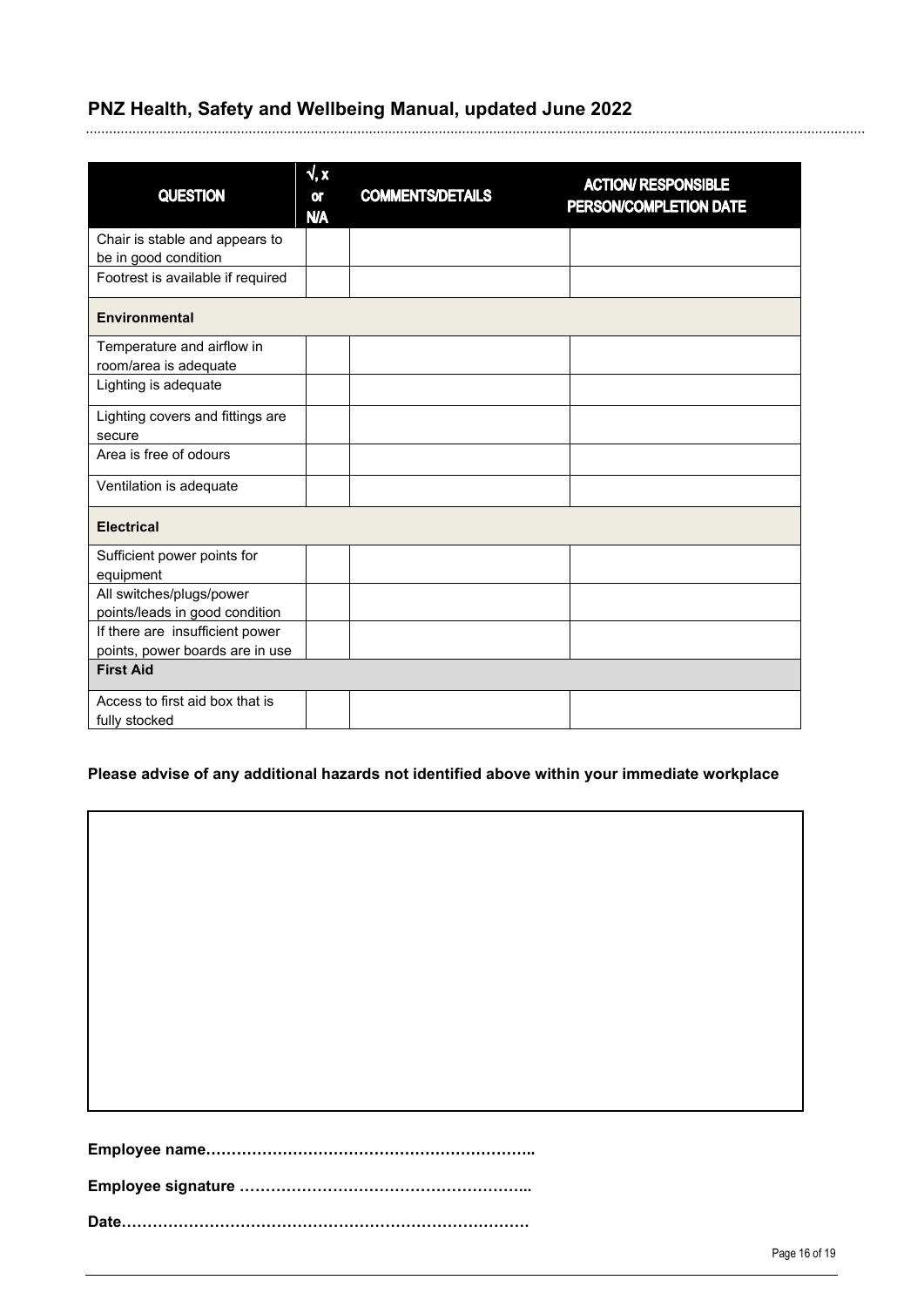| QUESTION | √, x or N/A | COMMENTS/DETAILS | ACTION/ RESPONSIBLE PERSON/COMPLETION DATE |
|---|---|---|---|
| Chair is stable and appears to be in good condition | | | |
| Footrest is available if required | | | |
| **Environmental** | | | |
| Temperature and airflow in room/area is adequate | | | |
| Lighting is adequate | | | |
| Lighting covers and fittings are secure | | | |
| Area is free of odours | | | |
| Ventilation is adequate | | | |
| **Electrical** | | | |
| Sufficient power points for equipment | | | |
| All switches/plugs/power points/leads in good condition | | | |
| If there are insufficient power points, power boards are in use | | | |
| **First Aid** | | | |
| Access to first aid box that is fully stocked | | | |

**Please advise of any additional hazards not identified above within your immediate workplace**

**Employee name………………………………………………………..**

**Employee signature ………………………………………………..**

**Date……………………………………………………………………**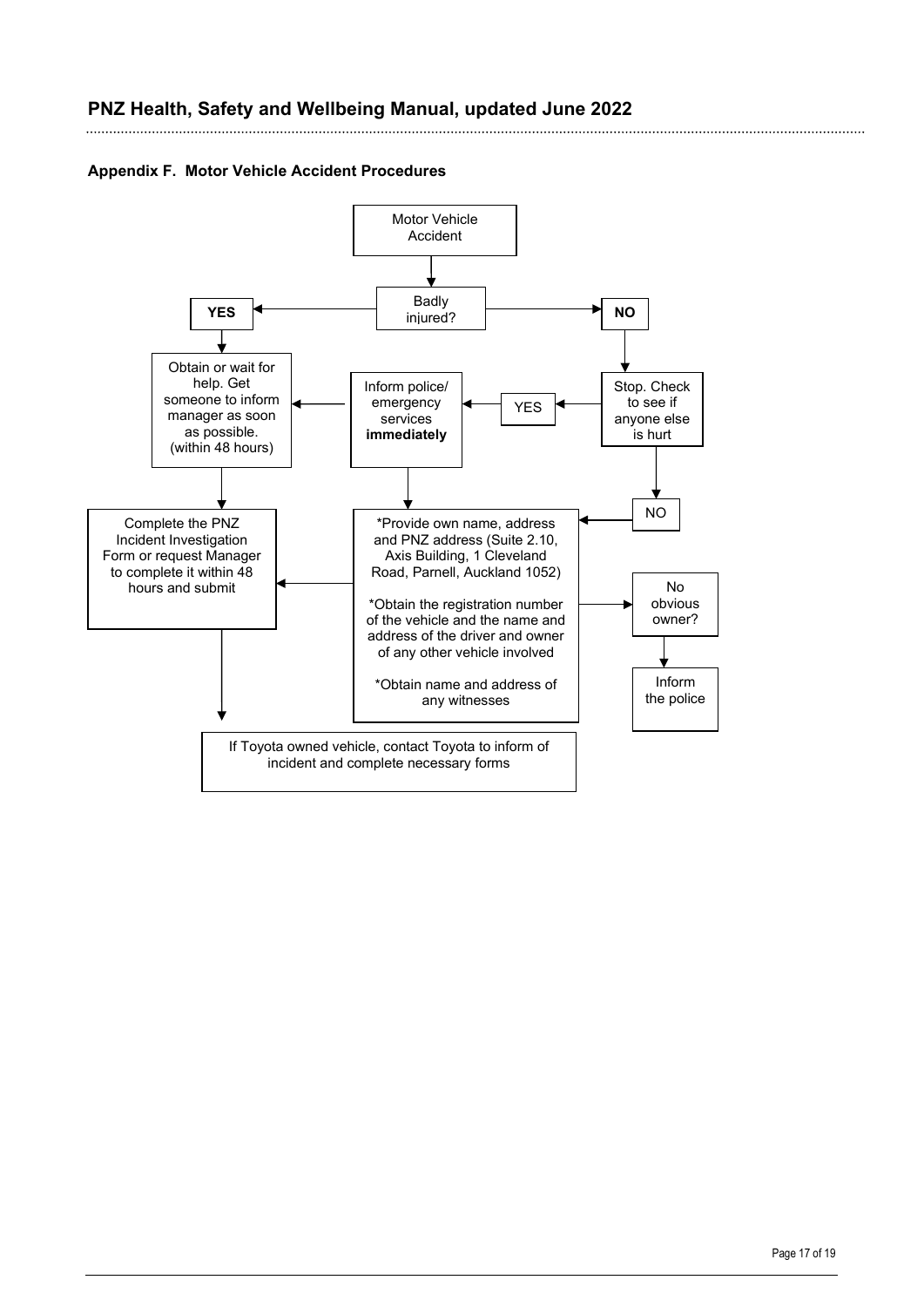## Appendix F. Motor Vehicle Accident Procedures

Motor Vehicle Accident

Badly injured?

**YES**

Obtain or wait for help. Get someone to inform manager as soon as possible. (within 48 hours)

Complete the PNZ Incident Investigation Form or request Manager to complete it within 48 hours and submit

If Toyota owned vehicle, contact Toyota to inform of incident and complete necessary forms

**NO**

Stop. Check to see if anyone else is hurt

YES

Inform police/ emergency services **immediately**

NO

*Provide own name, address and PNZ address (Suite 2.10, Axis Building, 1 Cleveland Road, Parnell, Auckland 1052)

*Obtain the registration number of the vehicle and the name and address of the driver and owner of any other vehicle involved

*Obtain name and address of any witnesses

No obvious owner?

Inform the police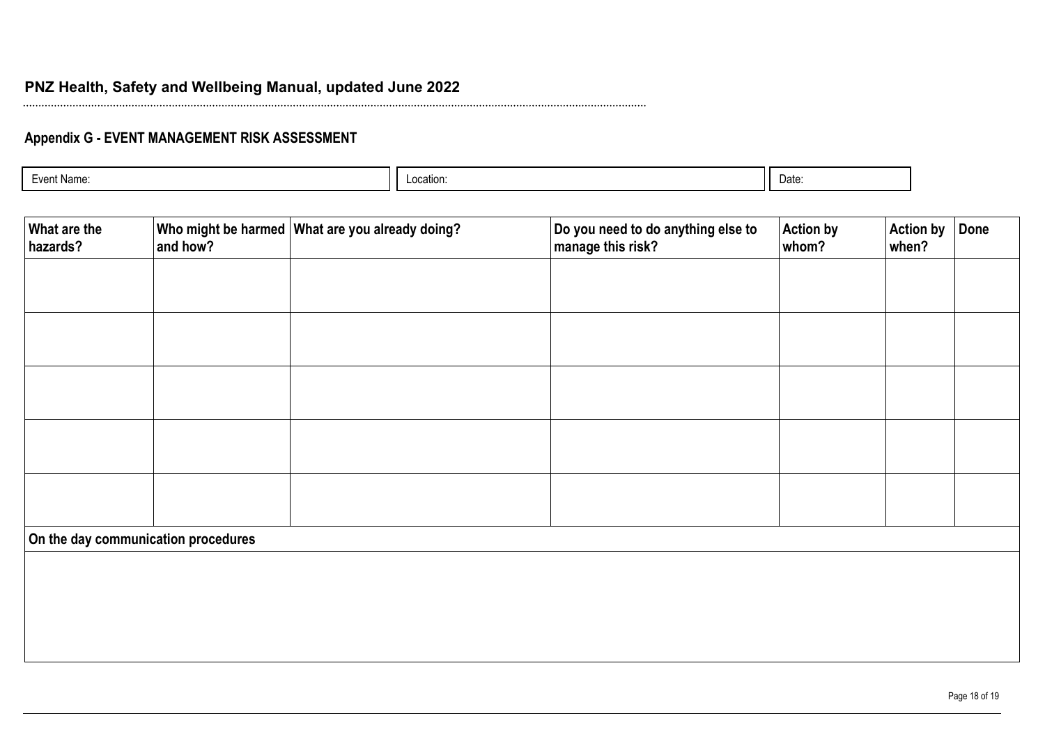**PNZ Health, Safety and Wellbeing Manual, updated June 2022**

## Appendix G - EVENT MANAGEMENT RISK ASSESSMENT

| Event Name: | Location: | Date: |
|---|---|---|

| What are the hazards? | Who might be harmed and how? | What are you already doing? | Do you need to do anything else to manage this risk? | Action by whom? | Action by when? | Done |
|---|---|---|---|---|---|---|
| | | | | | | |
| | | | | | | |
| | | | | | | |
| | | | | | | |
| | | | | | | |
| **On the day communication procedures** | | | | | | |
| | | | | | | |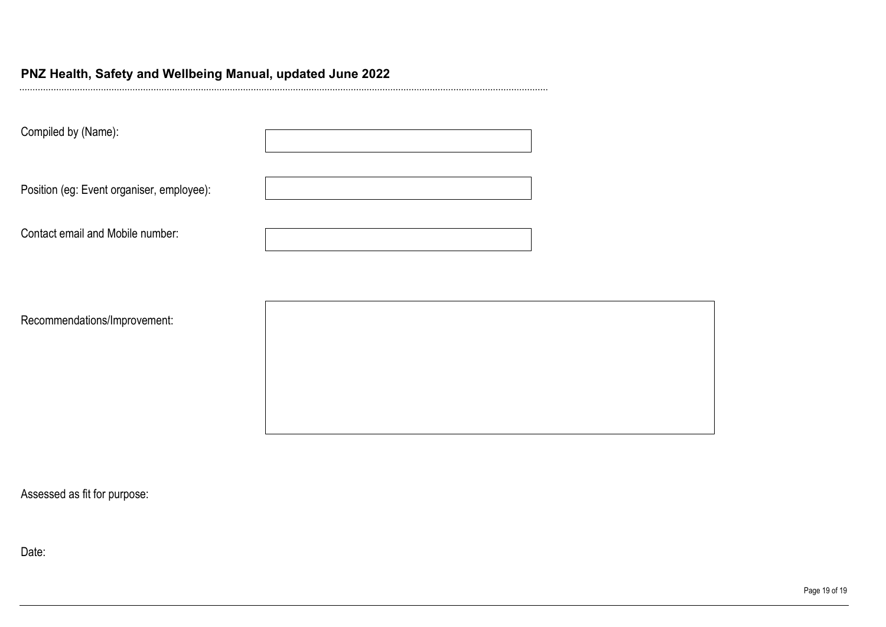Compiled by (Name):

Position (eg: Event organiser, employee):

Contact email and Mobile number:

Recommendations/Improvement:

Assessed as fit for purpose:

Date: